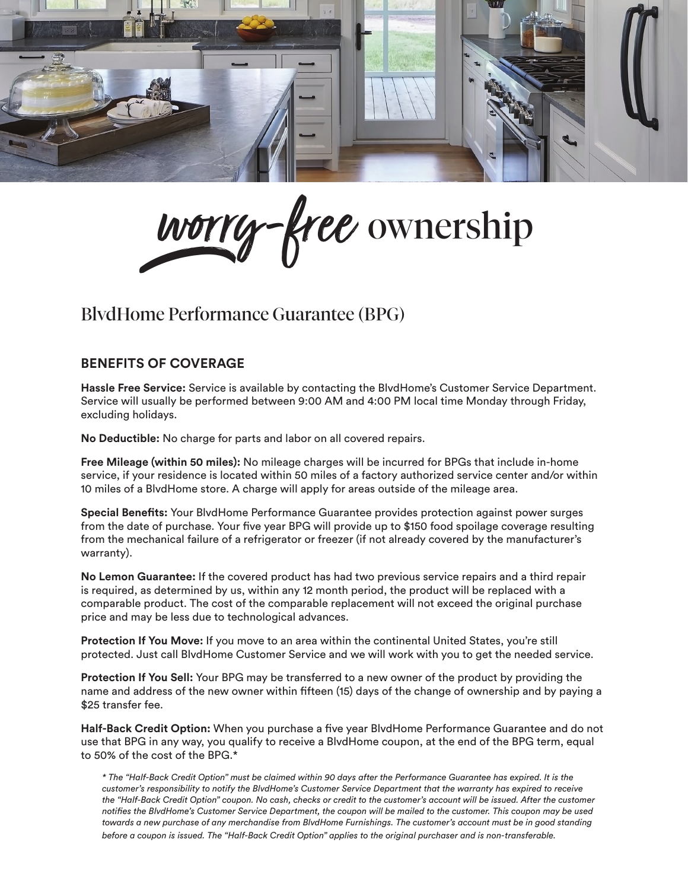# worry-free ownership

## BlvdHome Performance Guarantee (BPG)

### BENEFITS OF COVERAGE

**Hassle Free Service:** Service is available by contacting the BlvdHome's Customer Service Department. Service will usually be performed between 9:00 AM and 4:00 PM local time Monday through Friday, excluding holidays.

**No Deductible:** No charge for parts and labor on all covered repairs.

**Free Mileage (within 50 miles):** No mileage charges will be incurred for BPGs that include in-home service, if your residence is located within 50 miles of a factory authorized service center and/or within 10 miles of a BlvdHome store. A charge will apply for areas outside of the mileage area.

**Special Benefits:** Your BlvdHome Performance Guarantee provides protection against power surges from the date of purchase. Your five year BPG will provide up to $150 food spoilage coverage resulting from the mechanical failure of a refrigerator or freezer (if not already covered by the manufacturer's warranty).

**No Lemon Guarantee:** If the covered product has had two previous service repairs and a third repair is required, as determined by us, within any 12 month period, the product will be replaced with a comparable product. The cost of the comparable replacement will not exceed the original purchase price and may be less due to technological advances.

**Protection If You Move:** If you move to an area within the continental United States, you're still protected. Just call BlvdHome Customer Service and we will work with you to get the needed service.

**Protection If You Sell:** Your BPG may be transferred to a new owner of the product by providing the name and address of the new owner within fifteen (15) days of the change of ownership and by paying a $25 transfer fee.

**Half-Back Credit Option:** When you purchase a five year BlvdHome Performance Guarantee and do not use that BPG in any way, you qualify to receive a BlvdHome coupon, at the end of the BPG term, equal to 50% of the cost of the BPG.*

*\* The "Half-Back Credit Option" must be claimed within 90 days after the Performance Guarantee has expired. It is the customer's responsibility to notify the BlvdHome's Customer Service Department that the warranty has expired to receive the "Half-Back Credit Option" coupon. No cash, checks or credit to the customer's account will be issued. After the customer notifies the BlvdHome's Customer Service Department, the coupon will be mailed to the customer. This coupon may be used towards a new purchase of any merchandise from BlvdHome Furnishings. The customer's account must be in good standing before a coupon is issued. The "Half-Back Credit Option" applies to the original purchaser and is non-transferable.*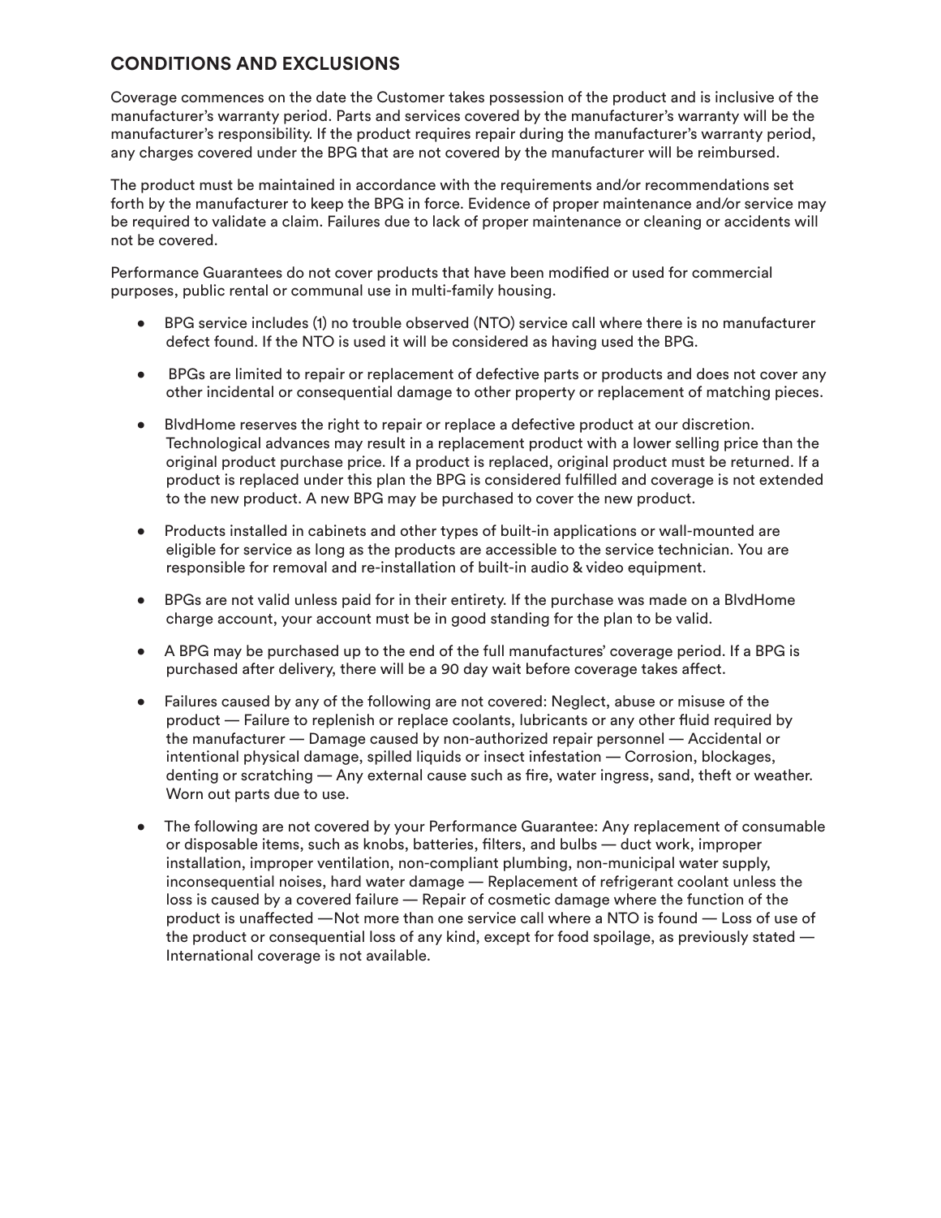## CONDITIONS AND EXCLUSIONS

Coverage commences on the date the Customer takes possession of the product and is inclusive of the manufacturer's warranty period. Parts and services covered by the manufacturer's warranty will be the manufacturer's responsibility. If the product requires repair during the manufacturer's warranty period, any charges covered under the BPG that are not covered by the manufacturer will be reimbursed.

The product must be maintained in accordance with the requirements and/or recommendations set forth by the manufacturer to keep the BPG in force. Evidence of proper maintenance and/or service may be required to validate a claim. Failures due to lack of proper maintenance or cleaning or accidents will not be covered.

Performance Guarantees do not cover products that have been modified or used for commercial purposes, public rental or communal use in multi-family housing.

- BPG service includes (1) no trouble observed (NTO) service call where there is no manufacturer defect found. If the NTO is used it will be considered as having used the BPG.
- BPGs are limited to repair or replacement of defective parts or products and does not cover any other incidental or consequential damage to other property or replacement of matching pieces.
- BlvdHome reserves the right to repair or replace a defective product at our discretion. Technological advances may result in a replacement product with a lower selling price than the original product purchase price. If a product is replaced, original product must be returned. If a product is replaced under this plan the BPG is considered fulfilled and coverage is not extended to the new product. A new BPG may be purchased to cover the new product.
- Products installed in cabinets and other types of built-in applications or wall-mounted are eligible for service as long as the products are accessible to the service technician. You are responsible for removal and re-installation of built-in audio & video equipment.
- BPGs are not valid unless paid for in their entirety. If the purchase was made on a BlvdHome charge account, your account must be in good standing for the plan to be valid.
- A BPG may be purchased up to the end of the full manufactures' coverage period. If a BPG is purchased after delivery, there will be a 90 day wait before coverage takes affect.
- Failures caused by any of the following are not covered: Neglect, abuse or misuse of the product — Failure to replenish or replace coolants, lubricants or any other fluid required by the manufacturer — Damage caused by non-authorized repair personnel — Accidental or intentional physical damage, spilled liquids or insect infestation — Corrosion, blockages, denting or scratching — Any external cause such as fire, water ingress, sand, theft or weather. Worn out parts due to use.
- The following are not covered by your Performance Guarantee: Any replacement of consumable or disposable items, such as knobs, batteries, filters, and bulbs — duct work, improper installation, improper ventilation, non-compliant plumbing, non-municipal water supply, inconsequential noises, hard water damage — Replacement of refrigerant coolant unless the loss is caused by a covered failure — Repair of cosmetic damage where the function of the product is unaffected —Not more than one service call where a NTO is found — Loss of use of the product or consequential loss of any kind, except for food spoilage, as previously stated — International coverage is not available.